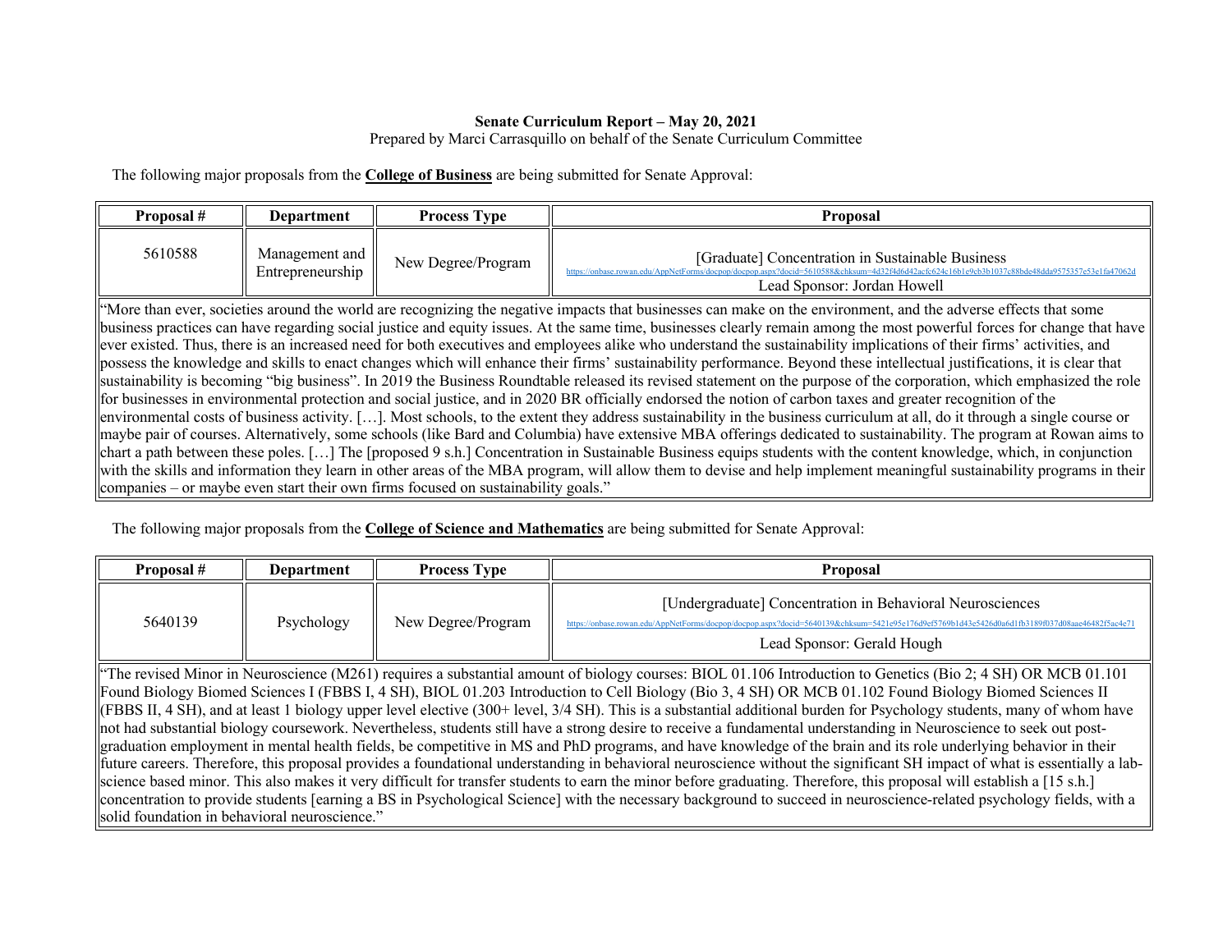**Senate Curriculum Report – May 20, 2021**

Prepared by Marci Carrasquillo on behalf of the Senate Curriculum Committee

The following major proposals from the **College of Business** are being submitted for Senate Approval:

| Proposal # | Department | Process Type | Proposal |
|---|---|---|---|
| 5610588 | Management and Entrepreneurship | New Degree/Program | [Graduate] Concentration in Sustainable Business<br>https://onbase.rowan.edu/AppNetForms/docpop/docpop.aspx?docid=5610588&chksum=4d32f4d6d42acfc624c16b1e9cb3b1037c88bde48dda9575357e53e1fa47062d<br>Lead Sponsor: Jordan Howell |

"More than ever, societies around the world are recognizing the negative impacts that businesses can make on the environment, and the adverse effects that some business practices can have regarding social justice and equity issues. At the same time, businesses clearly remain among the most powerful forces for change that have ever existed. Thus, there is an increased need for both executives and employees alike who understand the sustainability implications of their firms' activities, and possess the knowledge and skills to enact changes which will enhance their firms' sustainability performance. Beyond these intellectual justifications, it is clear that sustainability is becoming "big business". In 2019 the Business Roundtable released its revised statement on the purpose of the corporation, which emphasized the role for businesses in environmental protection and social justice, and in 2020 BR officially endorsed the notion of carbon taxes and greater recognition of the environmental costs of business activity. […]. Most schools, to the extent they address sustainability in the business curriculum at all, do it through a single course or maybe pair of courses. Alternatively, some schools (like Bard and Columbia) have extensive MBA offerings dedicated to sustainability. The program at Rowan aims to chart a path between these poles. […] The [proposed 9 s.h.] Concentration in Sustainable Business equips students with the content knowledge, which, in conjunction with the skills and information they learn in other areas of the MBA program, will allow them to devise and help implement meaningful sustainability programs in their companies – or maybe even start their own firms focused on sustainability goals."

The following major proposals from the **College of Science and Mathematics** are being submitted for Senate Approval:

| Proposal # | Department | Process Type | Proposal |
|---|---|---|---|
| 5640139 | Psychology | New Degree/Program | [Undergraduate] Concentration in Behavioral Neurosciences<br>https://onbase.rowan.edu/AppNetForms/docpop/docpop.aspx?docid=5640139&chksum=5421e95e176d9ef5769b1d43e5426d0a6d1fb3189f037d08aae46482f5ac4e71<br>Lead Sponsor: Gerald Hough |

"The revised Minor in Neuroscience (M261) requires a substantial amount of biology courses: BIOL 01.106 Introduction to Genetics (Bio 2; 4 SH) OR MCB 01.101 Found Biology Biomed Sciences I (FBBS I, 4 SH), BIOL 01.203 Introduction to Cell Biology (Bio 3, 4 SH) OR MCB 01.102 Found Biology Biomed Sciences II (FBBS II, 4 SH), and at least 1 biology upper level elective (300+ level, 3/4 SH). This is a substantial additional burden for Psychology students, many of whom have not had substantial biology coursework. Nevertheless, students still have a strong desire to receive a fundamental understanding in Neuroscience to seek out post-graduation employment in mental health fields, be competitive in MS and PhD programs, and have knowledge of the brain and its role underlying behavior in their future careers. Therefore, this proposal provides a foundational understanding in behavioral neuroscience without the significant SH impact of what is essentially a lab-science based minor. This also makes it very difficult for transfer students to earn the minor before graduating. Therefore, this proposal will establish a [15 s.h.] concentration to provide students [earning a BS in Psychological Science] with the necessary background to succeed in neuroscience-related psychology fields, with a solid foundation in behavioral neuroscience."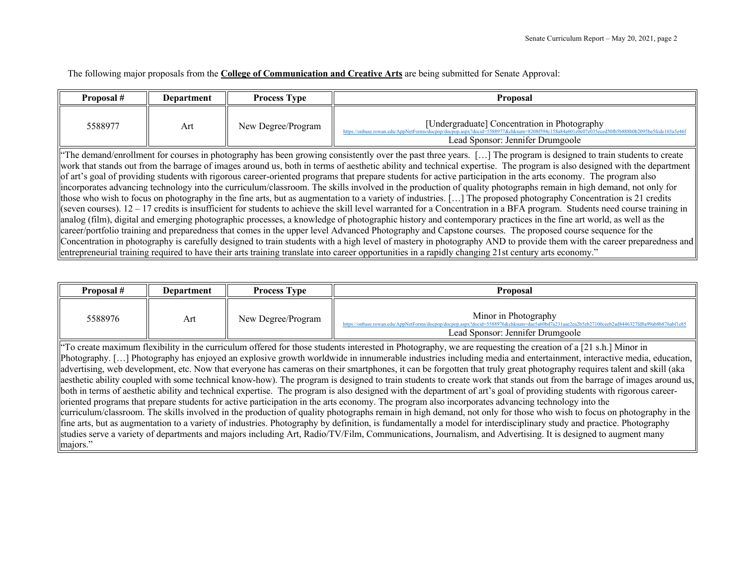The following major proposals from the **College of Communication and Creative Arts** are being submitted for Senate Approval:

| Proposal # | Department | Process Type | Proposal |
|---|---|---|---|
| 5588977 | Art | New Degree/Program | [Undergraduate] Concentration in Photography https://onbase.rowan.edu/AppNetForms/docpop/docpop.aspx?docid=5588977&chksum=8208f594c158a84a601e0e07e035eced50fb5b888b0b2095be5fcde165a5e46f Lead Sponsor: Jennifer Drumgoole |

"The demand/enrollment for courses in photography has been growing consistently over the past three years. […] The program is designed to train students to create work that stands out from the barrage of images around us, both in terms of aesthetic ability and technical expertise. The program is also designed with the department of art's goal of providing students with rigorous career-oriented programs that prepare students for active participation in the arts economy. The program also incorporates advancing technology into the curriculum/classroom. The skills involved in the production of quality photographs remain in high demand, not only for those who wish to focus on photography in the fine arts, but as augmentation to a variety of industries. […] The proposed photography Concentration is 21 credits (seven courses). 12 – 17 credits is insufficient for students to achieve the skill level warranted for a Concentration in a BFA program. Students need course training in analog (film), digital and emerging photographic processes, a knowledge of photographic history and contemporary practices in the fine art world, as well as the career/portfolio training and preparedness that comes in the upper level Advanced Photography and Capstone courses. The proposed course sequence for the Concentration in photography is carefully designed to train students with a high level of mastery in photography AND to provide them with the career preparedness and entrepreneurial training required to have their arts training translate into career opportunities in a rapidly changing 21st century arts economy."

| Proposal # | Department | Process Type | Proposal |
|---|---|---|---|
| 5588976 | Art | New Degree/Program | Minor in Photography https://onbase.rowan.edu/AppNetForms/docpop/docpop.aspx?docid=5588976&chksum=dae5a60bd7a231aae2ea2b5eb27100ceeb2ad8446327fd8a99ab8b876abf1e85 Lead Sponsor: Jennifer Drumgoole |

"To create maximum flexibility in the curriculum offered for those students interested in Photography, we are requesting the creation of a [21 s.h.] Minor in Photography. […] Photography has enjoyed an explosive growth worldwide in innumerable industries including media and entertainment, interactive media, education, advertising, web development, etc. Now that everyone has cameras on their smartphones, it can be forgotten that truly great photography requires talent and skill (aka aesthetic ability coupled with some technical know-how). The program is designed to train students to create work that stands out from the barrage of images around us, both in terms of aesthetic ability and technical expertise. The program is also designed with the department of art's goal of providing students with rigorous career-oriented programs that prepare students for active participation in the arts economy. The program also incorporates advancing technology into the curriculum/classroom. The skills involved in the production of quality photographs remain in high demand, not only for those who wish to focus on photography in the fine arts, but as augmentation to a variety of industries. Photography by definition, is fundamentally a model for interdisciplinary study and practice. Photography studies serve a variety of departments and majors including Art, Radio/TV/Film, Communications, Journalism, and Advertising. It is designed to augment many majors."